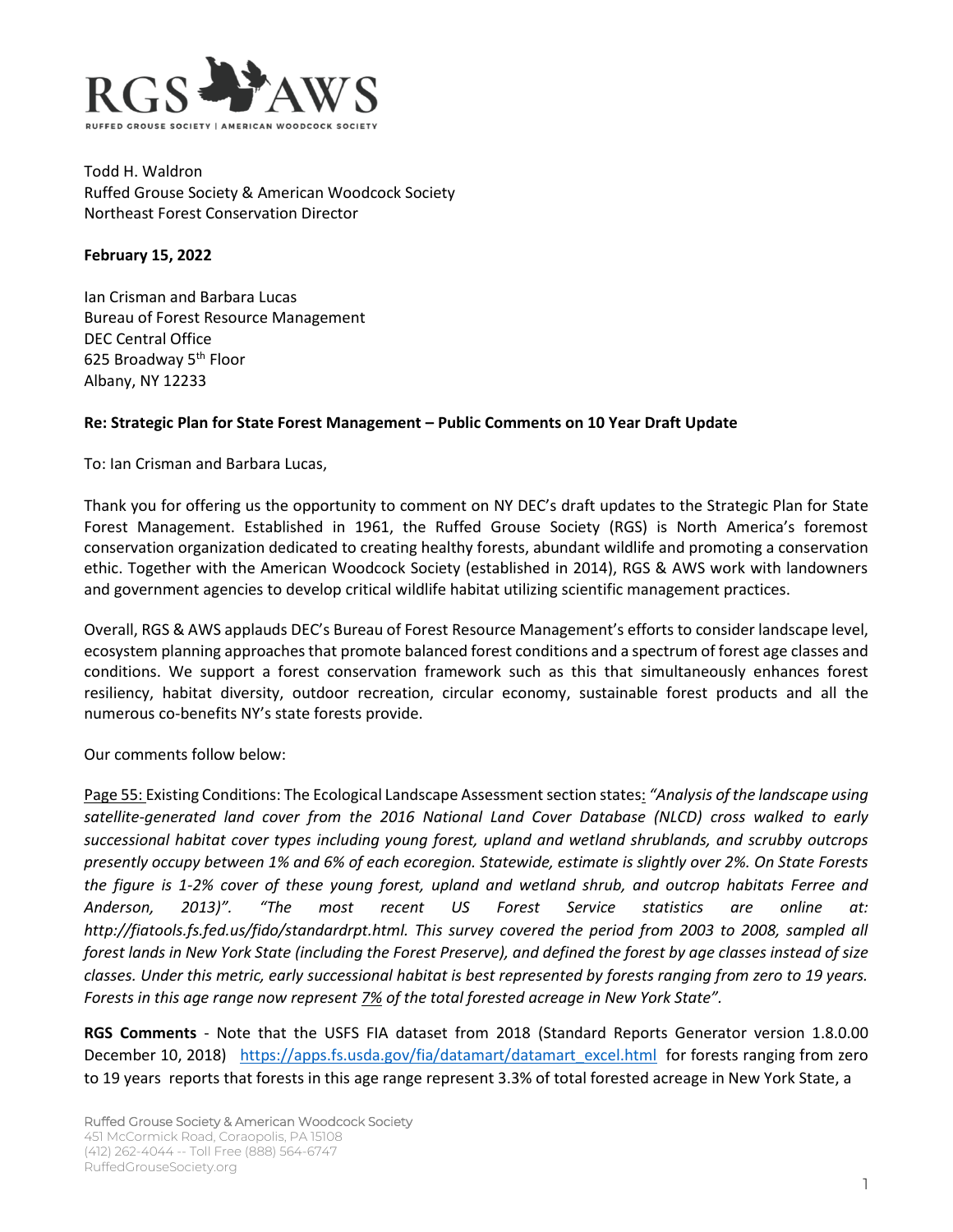RGS AWS

RUFFED GROUSE SOCIETY | AMERICAN WOODCOCK SOCIETY

Todd H. Waldron
Ruffed Grouse Society & American Woodcock Society
Northeast Forest Conservation Director

**February 15, 2022**

Ian Crisman and Barbara Lucas
Bureau of Forest Resource Management
DEC Central Office
625 Broadway 5th Floor
Albany, NY 12233

**Re: Strategic Plan for State Forest Management – Public Comments on 10 Year Draft Update**

To: Ian Crisman and Barbara Lucas,

Thank you for offering us the opportunity to comment on NY DEC's draft updates to the Strategic Plan for State Forest Management. Established in 1961, the Ruffed Grouse Society (RGS) is North America's foremost conservation organization dedicated to creating healthy forests, abundant wildlife and promoting a conservation ethic. Together with the American Woodcock Society (established in 2014), RGS & AWS work with landowners and government agencies to develop critical wildlife habitat utilizing scientific management practices.

Overall, RGS & AWS applauds DEC's Bureau of Forest Resource Management's efforts to consider landscape level, ecosystem planning approaches that promote balanced forest conditions and a spectrum of forest age classes and conditions. We support a forest conservation framework such as this that simultaneously enhances forest resiliency, habitat diversity, outdoor recreation, circular economy, sustainable forest products and all the numerous co-benefits NY's state forests provide.

Our comments follow below:

<u>Page 55:</u> Existing Conditions: The Ecological Landscape Assessment section states: *"Analysis of the landscape using satellite-generated land cover from the 2016 National Land Cover Database (NLCD) cross walked to early successional habitat cover types including young forest, upland and wetland shrublands, and scrubby outcrops presently occupy between 1% and 6% of each ecoregion. Statewide, estimate is slightly over 2%. On State Forests the figure is 1-2% cover of these young forest, upland and wetland shrub, and outcrop habitats Ferree and Anderson, 2013)". "The most recent US Forest Service statistics are online at: http://fiatools.fs.fed.us/fido/standardrpt.html. This survey covered the period from 2003 to 2008, sampled all forest lands in New York State (including the Forest Preserve), and defined the forest by age classes instead of size classes. Under this metric, early successional habitat is best represented by forests ranging from zero to 19 years. Forests in this age range now represent <u>7%</u> of the total forested acreage in New York State".*

**RGS Comments** - Note that the USFS FIA dataset from 2018 (Standard Reports Generator version 1.8.0.00 December 10, 2018) https://apps.fs.usda.gov/fia/datamart/datamart_excel.html for forests ranging from zero to 19 years reports that forests in this age range represent 3.3% of total forested acreage in New York State, a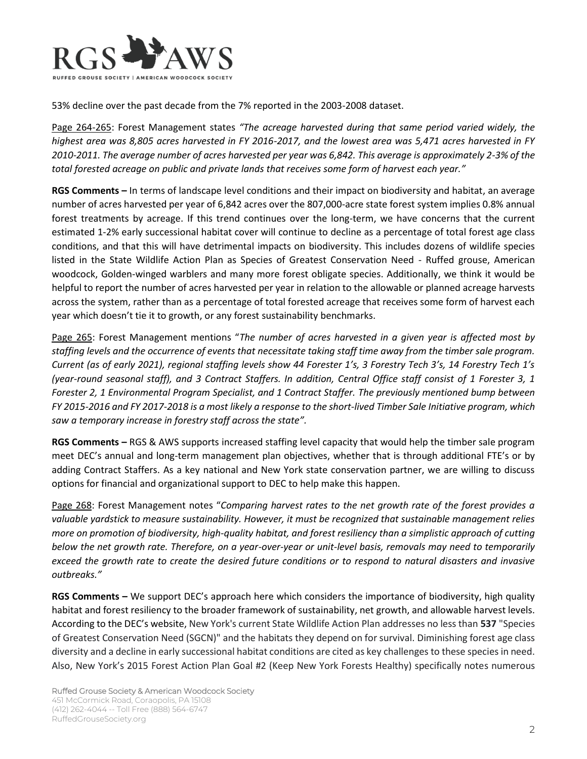53% decline over the past decade from the 7% reported in the 2003-2008 dataset.

Page 264-265: Forest Management states *"The acreage harvested during that same period varied widely, the highest area was 8,805 acres harvested in FY 2016-2017, and the lowest area was 5,471 acres harvested in FY 2010-2011. The average number of acres harvested per year was 6,842. This average is approximately 2-3% of the total forested acreage on public and private lands that receives some form of harvest each year."*

**RGS Comments –** In terms of landscape level conditions and their impact on biodiversity and habitat, an average number of acres harvested per year of 6,842 acres over the 807,000-acre state forest system implies 0.8% annual forest treatments by acreage. If this trend continues over the long-term, we have concerns that the current estimated 1-2% early successional habitat cover will continue to decline as a percentage of total forest age class conditions, and that this will have detrimental impacts on biodiversity. This includes dozens of wildlife species listed in the State Wildlife Action Plan as Species of Greatest Conservation Need - Ruffed grouse, American woodcock, Golden-winged warblers and many more forest obligate species. Additionally, we think it would be helpful to report the number of acres harvested per year in relation to the allowable or planned acreage harvests across the system, rather than as a percentage of total forested acreage that receives some form of harvest each year which doesn't tie it to growth, or any forest sustainability benchmarks.

Page 265: Forest Management mentions "*The number of acres harvested in a given year is affected most by staffing levels and the occurrence of events that necessitate taking staff time away from the timber sale program. Current (as of early 2021), regional staffing levels show 44 Forester 1's, 3 Forestry Tech 3's, 14 Forestry Tech 1's (year-round seasonal staff), and 3 Contract Staffers. In addition, Central Office staff consist of 1 Forester 3, 1 Forester 2, 1 Environmental Program Specialist, and 1 Contract Staffer. The previously mentioned bump between FY 2015-2016 and FY 2017-2018 is a most likely a response to the short-lived Timber Sale Initiative program, which saw a temporary increase in forestry staff across the state*".

**RGS Comments –** RGS & AWS supports increased staffing level capacity that would help the timber sale program meet DEC's annual and long-term management plan objectives, whether that is through additional FTE's or by adding Contract Staffers. As a key national and New York state conservation partner, we are willing to discuss options for financial and organizational support to DEC to help make this happen.

Page 268: Forest Management notes "*Comparing harvest rates to the net growth rate of the forest provides a valuable yardstick to measure sustainability. However, it must be recognized that sustainable management relies more on promotion of biodiversity, high-quality habitat, and forest resiliency than a simplistic approach of cutting below the net growth rate. Therefore, on a year-over-year or unit-level basis, removals may need to temporarily exceed the growth rate to create the desired future conditions or to respond to natural disasters and invasive outbreaks.*"

**RGS Comments –** We support DEC's approach here which considers the importance of biodiversity, high quality habitat and forest resiliency to the broader framework of sustainability, net growth, and allowable harvest levels. According to the DEC's website, New York's current State Wildlife Action Plan addresses no less than **537** "Species of Greatest Conservation Need (SGCN)" and the habitats they depend on for survival. Diminishing forest age class diversity and a decline in early successional habitat conditions are cited as key challenges to these species in need. Also, New York's 2015 Forest Action Plan Goal #2 (Keep New York Forests Healthy) specifically notes numerous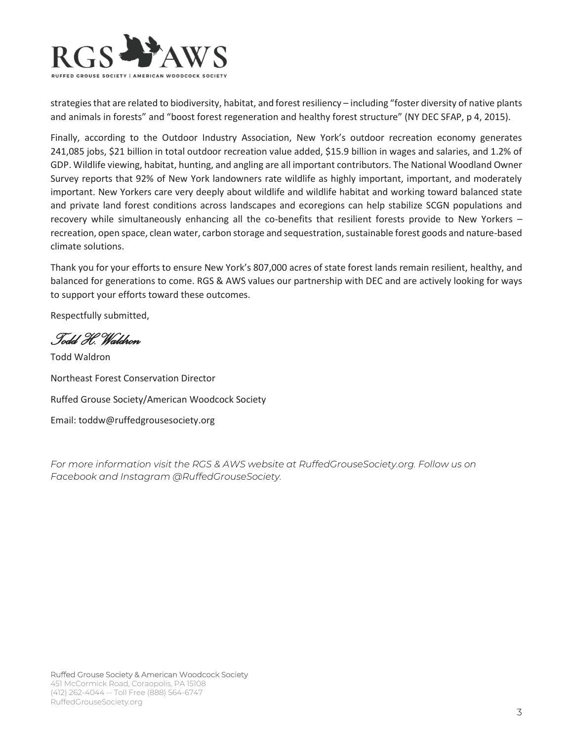strategies that are related to biodiversity, habitat, and forest resiliency – including "foster diversity of native plants and animals in forests" and "boost forest regeneration and healthy forest structure" (NY DEC SFAP, p 4, 2015).

Finally, according to the Outdoor Industry Association, New York's outdoor recreation economy generates 241,085 jobs, $21 billion in total outdoor recreation value added, $15.9 billion in wages and salaries, and 1.2% of GDP. Wildlife viewing, habitat, hunting, and angling are all important contributors. The National Woodland Owner Survey reports that 92% of New York landowners rate wildlife as highly important, important, and moderately important. New Yorkers care very deeply about wildlife and wildlife habitat and working toward balanced state and private land forest conditions across landscapes and ecoregions can help stabilize SCGN populations and recovery while simultaneously enhancing all the co-benefits that resilient forests provide to New Yorkers – recreation, open space, clean water, carbon storage and sequestration, sustainable forest goods and nature-based climate solutions.

Thank you for your efforts to ensure New York's 807,000 acres of state forest lands remain resilient, healthy, and balanced for generations to come. RGS & AWS values our partnership with DEC and are actively looking for ways to support your efforts toward these outcomes.

Respectfully submitted,

*Todd H. Waldron*

Todd Waldron

Northeast Forest Conservation Director

Ruffed Grouse Society/American Woodcock Society

Email: toddw@ruffedgrousesociety.org

*For more information visit the RGS & AWS website at RuffedGrouseSociety.org. Follow us on Facebook and Instagram @RuffedGrouseSociety.*